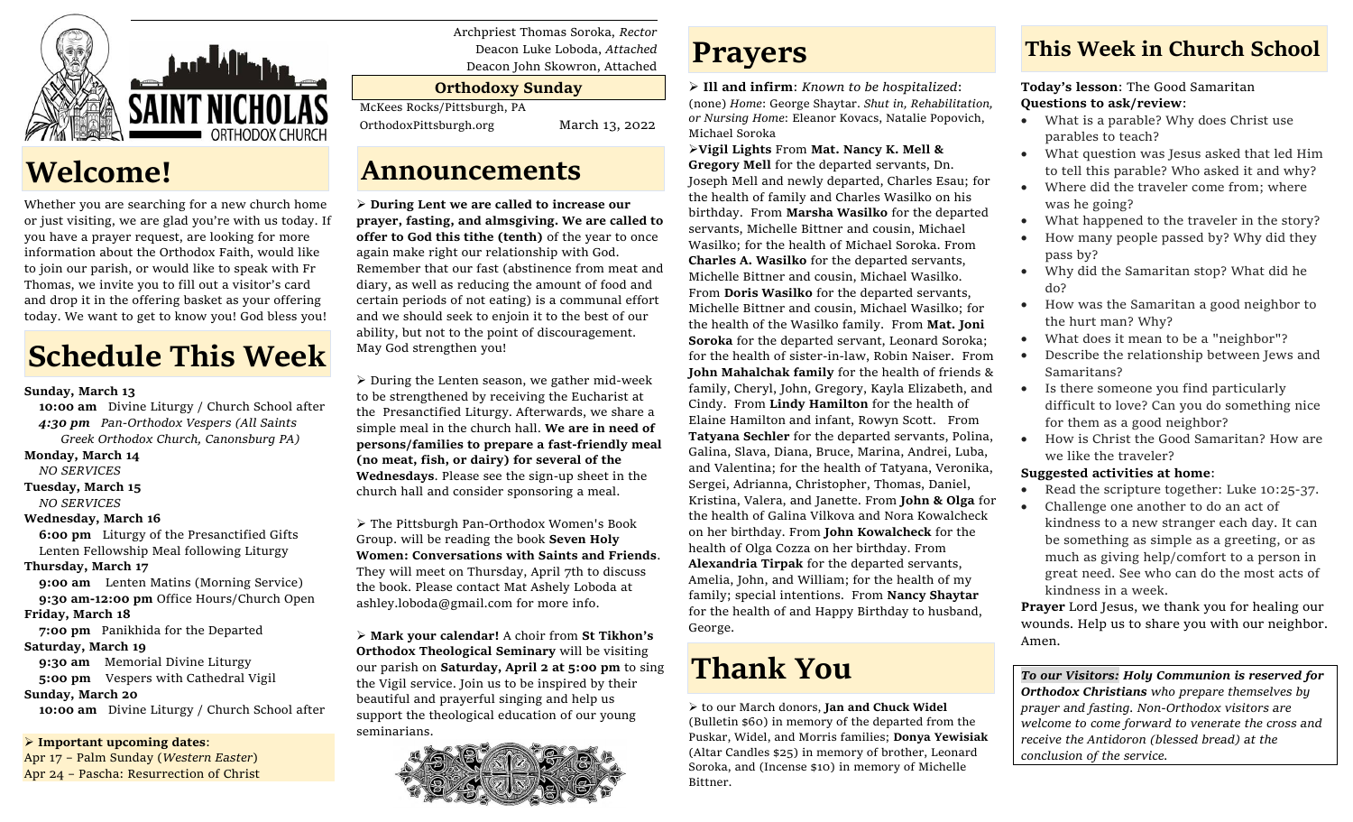SAINT NICHOLAS ORTHODOX CHURCH

Archpriest Thomas Soroka, *Rector*
Deacon Luke Loboda, *Attached*
Deacon John Skowron, Attached

**Orthodoxy Sunday**

McKees Rocks/Pittsburgh, PA
OrthodoxPittsburgh.org
March 13, 2022

# Welcome!

Whether you are searching for a new church home or just visiting, we are glad you're with us today. If you have a prayer request, are looking for more information about the Orthodox Faith, would like to join our parish, or would like to speak with Fr Thomas, we invite you to fill out a visitor's card and drop it in the offering basket as your offering today. We want to get to know you! God bless you!

# Schedule This Week

**Sunday, March 13**
**10:00 am** Divine Liturgy / Church School after
***4:30 pm*** *Pan-Orthodox Vespers (All Saints Greek Orthodox Church, Canonsburg PA)*

**Monday, March 14**
*NO SERVICES*

**Tuesday, March 15**
*NO SERVICES*

**Wednesday, March 16**
**6:00 pm** Liturgy of the Presanctified Gifts
Lenten Fellowship Meal following Liturgy

**Thursday, March 17**
**9:00 am** Lenten Matins (Morning Service)
**9:30 am-12:00 pm** Office Hours/Church Open

**Friday, March 18**
**7:00 pm** Panikhida for the Departed

**Saturday, March 19**
**9:30 am** Memorial Divine Liturgy
**5:00 pm** Vespers with Cathedral Vigil

**Sunday, March 20**
**10:00 am** Divine Liturgy / Church School after

➢ **Important upcoming dates**:
Apr 17 – Palm Sunday (*Western Easter*)
Apr 24 – Pascha: Resurrection of Christ

# Announcements

➢ **During Lent we are called to increase our prayer, fasting, and almsgiving. We are called to offer to God this tithe (tenth)** of the year to once again make right our relationship with God. Remember that our fast (abstinence from meat and diary, as well as reducing the amount of food and certain periods of not eating) is a communal effort and we should seek to enjoin it to the best of our ability, but not to the point of discouragement. May God strengthen you!

➢ During the Lenten season, we gather mid-week to be strengthened by receiving the Eucharist at the Presanctified Liturgy. Afterwards, we share a simple meal in the church hall. **We are in need of persons/families to prepare a fast-friendly meal (no meat, fish, or dairy) for several of the Wednesdays**. Please see the sign-up sheet in the church hall and consider sponsoring a meal.

➢ The Pittsburgh Pan-Orthodox Women's Book Group. will be reading the book **Seven Holy Women: Conversations with Saints and Friends**. They will meet on Thursday, April 7th to discuss the book. Please contact Mat Ashely Loboda at ashley.loboda@gmail.com for more info.

➢ **Mark your calendar!** A choir from **St Tikhon's Orthodox Theological Seminary** will be visiting our parish on **Saturday, April 2 at 5:00 pm** to sing the Vigil service. Join us to be inspired by their beautiful and prayerful singing and help us support the theological education of our young seminarians.

# Prayers

➢ **Ill and infirm**: *Known to be hospitalized*: (none) *Home*: George Shaytar. *Shut in, Rehabilitation, or Nursing Home*: Eleanor Kovacs, Natalie Popovich, Michael Soroka

➢**Vigil Lights** From **Mat. Nancy K. Mell & Gregory Mell** for the departed servants, Dn. Joseph Mell and newly departed, Charles Esau; for the health of family and Charles Wasilko on his birthday. From **Marsha Wasilko** for the departed servants, Michelle Bittner and cousin, Michael Wasilko; for the health of Michael Soroka. From **Charles A. Wasilko** for the departed servants, Michelle Bittner and cousin, Michael Wasilko. From **Doris Wasilko** for the departed servants, Michelle Bittner and cousin, Michael Wasilko; for the health of the Wasilko family. From **Mat. Joni Soroka** for the departed servant, Leonard Soroka; for the health of sister-in-law, Robin Naiser. From **John Mahalchak family** for the health of friends & family, Cheryl, John, Gregory, Kayla Elizabeth, and Cindy. From **Lindy Hamilton** for the health of Elaine Hamilton and infant, Rowyn Scott. From **Tatyana Sechler** for the departed servants, Polina, Galina, Slava, Diana, Bruce, Marina, Andrei, Luba, and Valentina; for the health of Tatyana, Veronika, Sergei, Adrianna, Christopher, Thomas, Daniel, Kristina, Valera, and Janette. From **John & Olga** for the health of Galina Vilkova and Nora Kowalcheck on her birthday. From **John Kowalcheck** for the health of Olga Cozza on her birthday. From **Alexandria Tirpak** for the departed servants, Amelia, John, and William; for the health of my family; special intentions. From **Nancy Shaytar** for the health of and Happy Birthday to husband, George.

# Thank You

➢ to our March donors, **Jan and Chuck Widel** (Bulletin $60) in memory of the departed from the Puskar, Widel, and Morris families; **Donya Yewisiak** (Altar Candles $25) in memory of brother, Leonard Soroka, and (Incense $10) in memory of Michelle Bittner.

# This Week in Church School

**Today's lesson**: The Good Samaritan
**Questions to ask/review**:

- What is a parable? Why does Christ use parables to teach?
- What question was Jesus asked that led Him to tell this parable? Who asked it and why?
- Where did the traveler come from; where was he going?
- What happened to the traveler in the story?
- How many people passed by? Why did they pass by?
- Why did the Samaritan stop? What did he do?
- How was the Samaritan a good neighbor to the hurt man? Why?
- What does it mean to be a "neighbor"?
- Describe the relationship between Jews and Samaritans?
- Is there someone you find particularly difficult to love? Can you do something nice for them as a good neighbor?
- How is Christ the Good Samaritan? How are we like the traveler?

**Suggested activities at home**:

- Read the scripture together: Luke 10:25-37.
- Challenge one another to do an act of kindness to a new stranger each day. It can be something as simple as a greeting, or as much as giving help/comfort to a person in great need. See who can do the most acts of kindness in a week.

**Prayer** Lord Jesus, we thank you for healing our wounds. Help us to share you with our neighbor. Amen.

***To our Visitors:*** ***Holy Communion is reserved for Orthodox Christians*** *who prepare themselves by prayer and fasting. Non-Orthodox visitors are welcome to come forward to venerate the cross and receive the Antidoron (blessed bread) at the conclusion of the service.*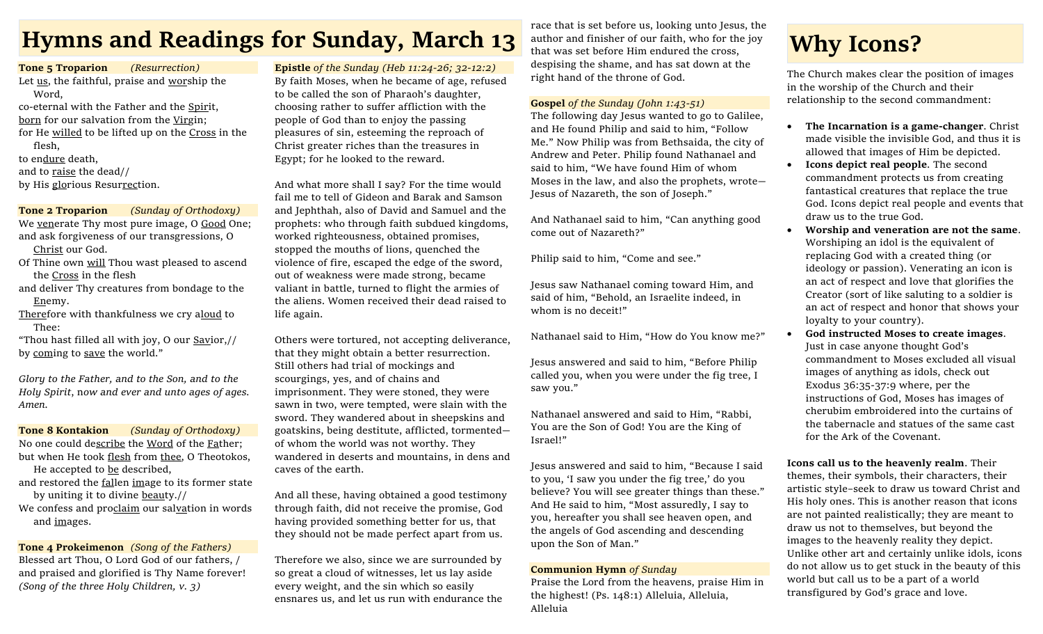# Hymns and Readings for Sunday, March 13

**Tone 5 Troparion** *(Resurrection)*

Let us, the faithful, praise and worship the Word,
co-eternal with the Father and the Spirit,
born for our salvation from the Virgin;
for He willed to be lifted up on the Cross in the flesh,
to endure death,
and to raise the dead//
by His glorious Resurrection.

**Tone 2 Troparion** *(Sunday of Orthodoxy)*

We venerate Thy most pure image, O Good One;
and ask forgiveness of our transgressions, O Christ our God.
Of Thine own will Thou wast pleased to ascend the Cross in the flesh
and deliver Thy creatures from bondage to the Enemy.
Therefore with thankfulness we cry aloud to Thee:
"Thou hast filled all with joy, O our Savior,//
by coming to save the world."

*Glory to the Father, and to the Son, and to the Holy Spirit, now and ever and unto ages of ages. Amen.*

**Tone 8 Kontakion** *(Sunday of Orthodoxy)*

No one could describe the Word of the Father;
but when He took flesh from thee, O Theotokos, He accepted to be described,
and restored the fallen image to its former state by uniting it to divine beauty.//
We confess and proclaim our salvation in words and images.

**Tone 4 Prokeimenon** *(Song of the Fathers)*

Blessed art Thou, O Lord God of our fathers, /
and praised and glorified is Thy Name forever!
*(Song of the three Holy Children, v. 3)*

**Epistle** *of the Sunday (Heb 11:24-26; 32-12:2)*

By faith Moses, when he became of age, refused to be called the son of Pharaoh's daughter, choosing rather to suffer affliction with the people of God than to enjoy the passing pleasures of sin, esteeming the reproach of Christ greater riches than the treasures in Egypt; for he looked to the reward.

And what more shall I say? For the time would fail me to tell of Gideon and Barak and Samson and Jephthah, also of David and Samuel and the prophets: who through faith subdued kingdoms, worked righteousness, obtained promises, stopped the mouths of lions, quenched the violence of fire, escaped the edge of the sword, out of weakness were made strong, became valiant in battle, turned to flight the armies of the aliens. Women received their dead raised to life again.

Others were tortured, not accepting deliverance, that they might obtain a better resurrection. Still others had trial of mockings and scourgings, yes, and of chains and imprisonment. They were stoned, they were sawn in two, were tempted, were slain with the sword. They wandered about in sheepskins and goatskins, being destitute, afflicted, tormented—of whom the world was not worthy. They wandered in deserts and mountains, in dens and caves of the earth.

And all these, having obtained a good testimony through faith, did not receive the promise, God having provided something better for us, that they should not be made perfect apart from us.

Therefore we also, since we are surrounded by so great a cloud of witnesses, let us lay aside every weight, and the sin which so easily ensnares us, and let us run with endurance the race that is set before us, looking unto Jesus, the author and finisher of our faith, who for the joy that was set before Him endured the cross, despising the shame, and has sat down at the right hand of the throne of God.

**Gospel** *of the Sunday (John 1:43-51)*

The following day Jesus wanted to go to Galilee, and He found Philip and said to him, "Follow Me." Now Philip was from Bethsaida, the city of Andrew and Peter. Philip found Nathanael and said to him, "We have found Him of whom Moses in the law, and also the prophets, wrote—Jesus of Nazareth, the son of Joseph."

And Nathanael said to him, "Can anything good come out of Nazareth?"

Philip said to him, "Come and see."

Jesus saw Nathanael coming toward Him, and said of him, "Behold, an Israelite indeed, in whom is no deceit!"

Nathanael said to Him, "How do You know me?"

Jesus answered and said to him, "Before Philip called you, when you were under the fig tree, I saw you."

Nathanael answered and said to Him, "Rabbi, You are the Son of God! You are the King of Israel!"

Jesus answered and said to him, "Because I said to you, 'I saw you under the fig tree,' do you believe? You will see greater things than these." And He said to him, "Most assuredly, I say to you, hereafter you shall see heaven open, and the angels of God ascending and descending upon the Son of Man."

**Communion Hymn** *of Sunday*

Praise the Lord from the heavens, praise Him in the highest! (Ps. 148:1) Alleluia, Alleluia, Alleluia

# Why Icons?

The Church makes clear the position of images in the worship of the Church and their relationship to the second commandment:

- **The Incarnation is a game-changer**. Christ made visible the invisible God, and thus it is allowed that images of Him be depicted.
- **Icons depict real people**. The second commandment protects us from creating fantastical creatures that replace the true God. Icons depict real people and events that draw us to the true God.
- **Worship and veneration are not the same**. Worshiping an idol is the equivalent of replacing God with a created thing (or ideology or passion). Venerating an icon is an act of respect and love that glorifies the Creator (sort of like saluting to a soldier is an act of respect and honor that shows your loyalty to your country).
- **God instructed Moses to create images**. Just in case anyone thought God's commandment to Moses excluded all visual images of anything as idols, check out Exodus 36:35-37:9 where, per the instructions of God, Moses has images of cherubim embroidered into the curtains of the tabernacle and statues of the same cast for the Ark of the Covenant.

**Icons call us to the heavenly realm**. Their themes, their symbols, their characters, their artistic style–seek to draw us toward Christ and His holy ones. This is another reason that icons are not painted realistically; they are meant to draw us not to themselves, but beyond the images to the heavenly reality they depict. Unlike other art and certainly unlike idols, icons do not allow us to get stuck in the beauty of this world but call us to be a part of a world transfigured by God's grace and love.